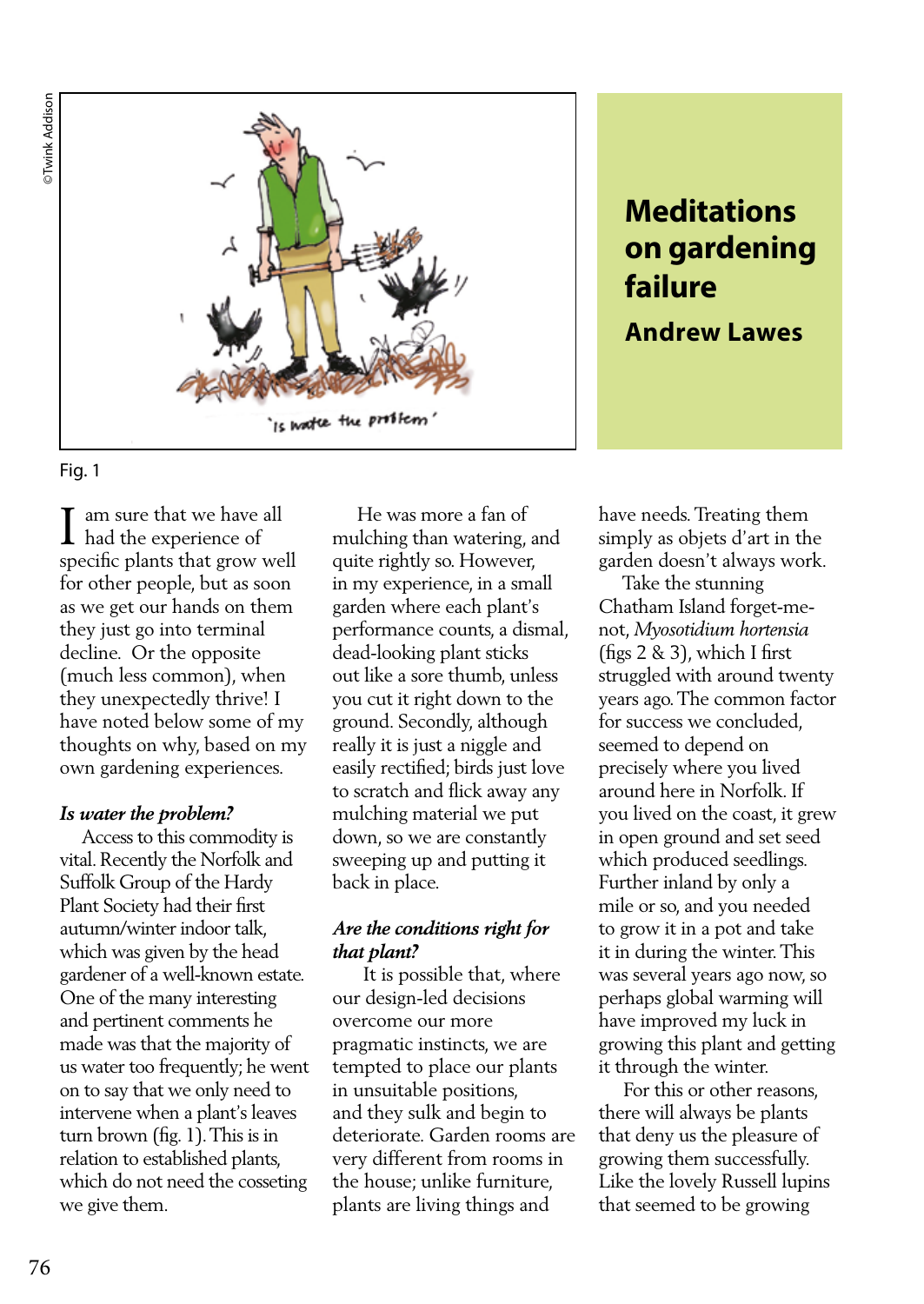# Meditations on gardening failure

## Andrew Lawes

Fig. 1

I am sure that we have all had the experience of specific plants that grow well for other people, but as soon as we get our hands on them they just go into terminal decline. Or the opposite (much less common), when they unexpectedly thrive! I have noted below some of my thoughts on why, based on my own gardening experiences.

***Is water the problem?***

Access to this commodity is vital. Recently the Norfolk and Suffolk Group of the Hardy Plant Society had their first autumn/winter indoor talk, which was given by the head gardener of a well-known estate. One of the many interesting and pertinent comments he made was that the majority of us water too frequently; he went on to say that we only need to intervene when a plant's leaves turn brown (fig. 1). This is in relation to established plants, which do not need the cosseting we give them.

He was more a fan of mulching than watering, and quite rightly so. However, in my experience, in a small garden where each plant's performance counts, a dismal, dead-looking plant sticks out like a sore thumb, unless you cut it right down to the ground. Secondly, although really it is just a niggle and easily rectified; birds just love to scratch and flick away any mulching material we put down, so we are constantly sweeping up and putting it back in place.

***Are the conditions right for that plant?***

It is possible that, where our design-led decisions overcome our more pragmatic instincts, we are tempted to place our plants in unsuitable positions, and they sulk and begin to deteriorate. Garden rooms are very different from rooms in the house; unlike furniture, plants are living things and have needs. Treating them simply as objets d'art in the garden doesn't always work.

Take the stunning Chatham Island forget-me-not, *Myosotidium hortensia* (figs 2 & 3), which I first struggled with around twenty years ago. The common factor for success we concluded, seemed to depend on precisely where you lived around here in Norfolk. If you lived on the coast, it grew in open ground and set seed which produced seedlings. Further inland by only a mile or so, and you needed to grow it in a pot and take it in during the winter. This was several years ago now, so perhaps global warming will have improved my luck in growing this plant and getting it through the winter.

For this or other reasons, there will always be plants that deny us the pleasure of growing them successfully. Like the lovely Russell lupins that seemed to be growing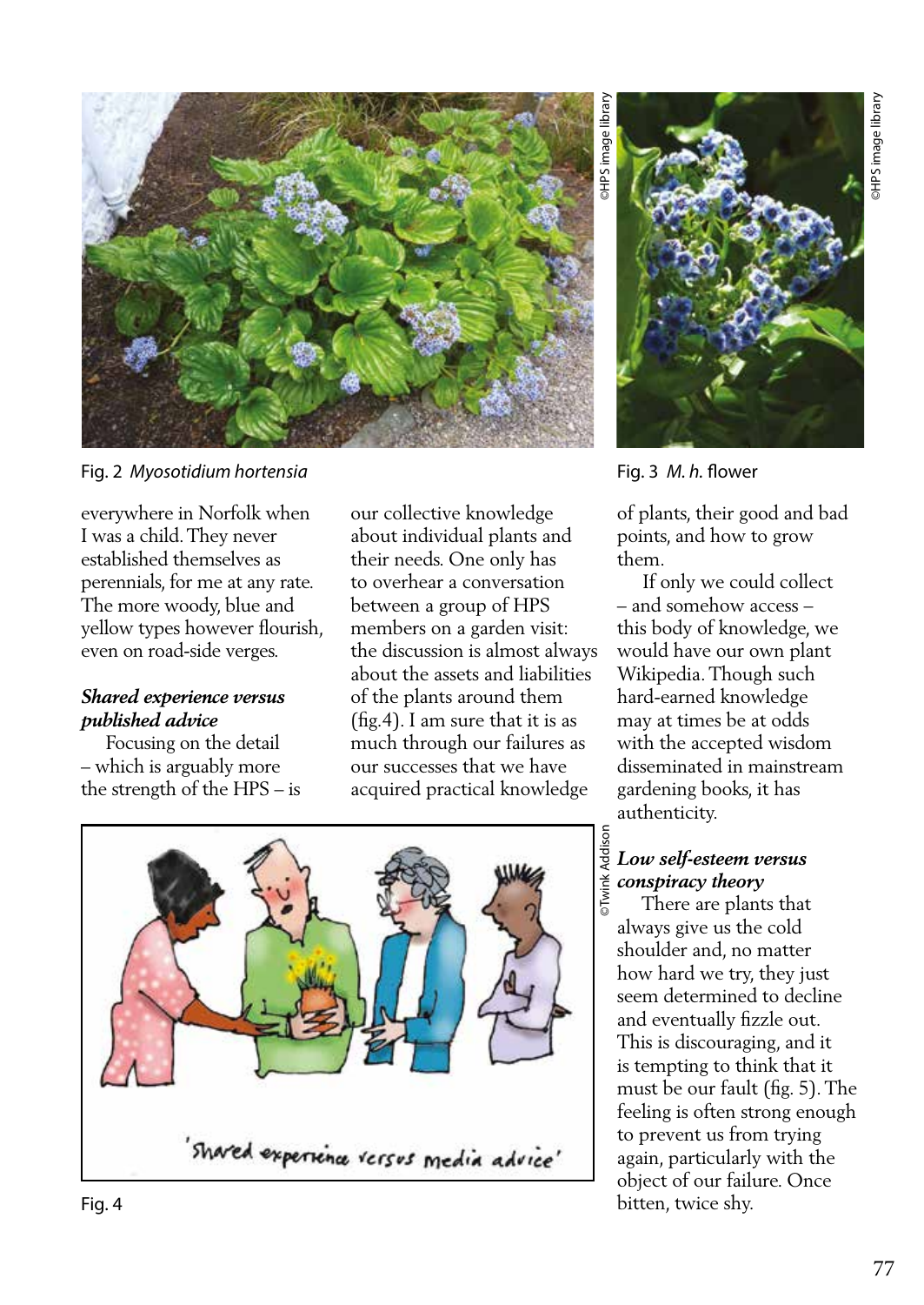Fig. 2 *Myosotidium hortensia*

Fig. 3 *M. h.* flower

everywhere in Norfolk when I was a child. They never established themselves as perennials, for me at any rate. The more woody, blue and yellow types however flourish, even on road-side verges.

***Shared experience versus published advice***

Focusing on the detail – which is arguably more the strength of the HPS – is our collective knowledge about individual plants and their needs. One only has to overhear a conversation between a group of HPS members on a garden visit: the discussion is almost always about the assets and liabilities of the plants around them (fig.4). I am sure that it is as much through our failures as our successes that we have acquired practical knowledge of plants, their good and bad points, and how to grow them.

If only we could collect – and somehow access – this body of knowledge, we would have our own plant Wikipedia. Though such hard-earned knowledge may at times be at odds with the accepted wisdom disseminated in mainstream gardening books, it has authenticity.

Fig. 4

***Low self-esteem versus conspiracy theory***

There are plants that always give us the cold shoulder and, no matter how hard we try, they just seem determined to decline and eventually fizzle out. This is discouraging, and it is tempting to think that it must be our fault (fig. 5). The feeling is often strong enough to prevent us from trying again, particularly with the object of our failure. Once bitten, twice shy.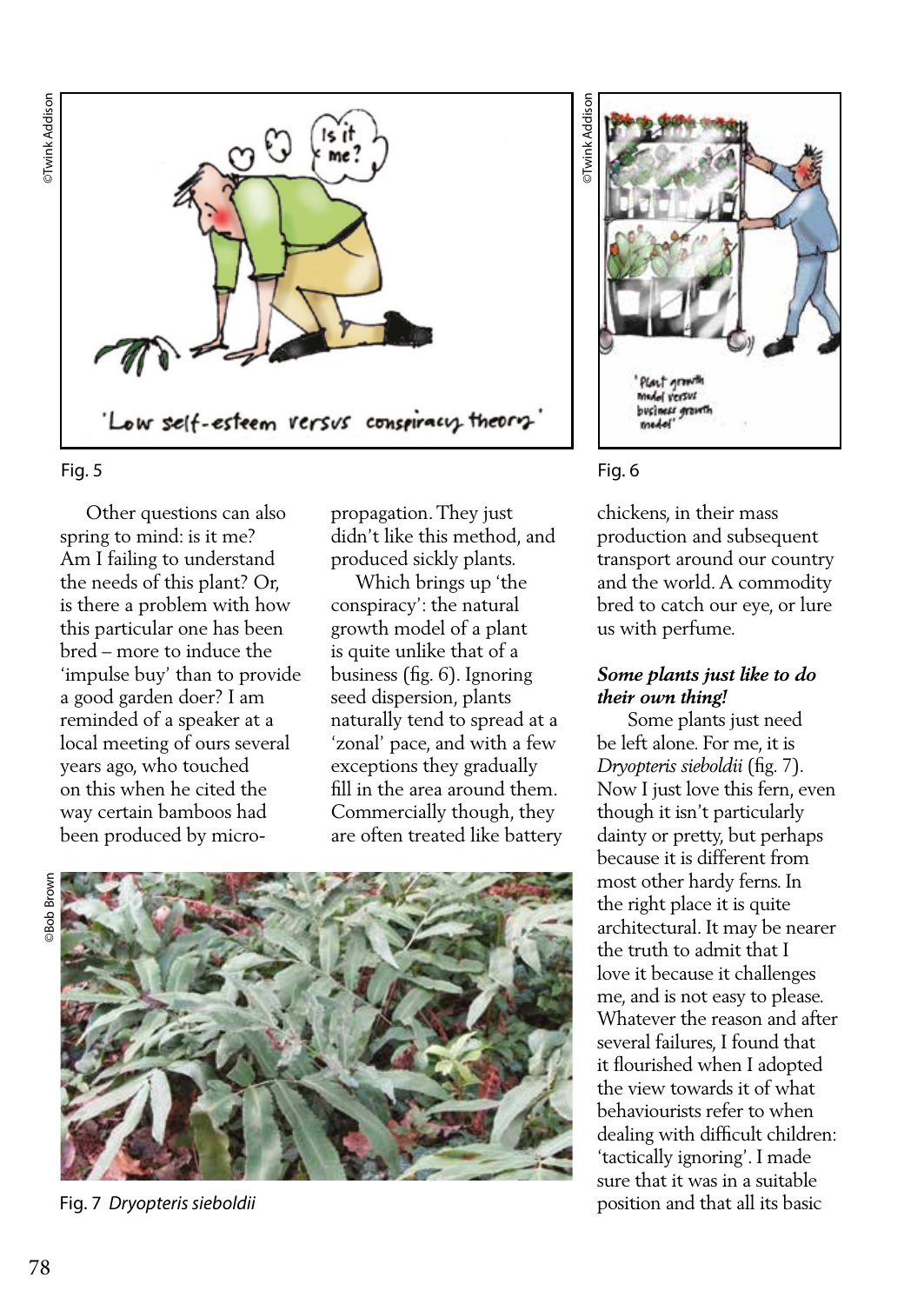Fig. 5

Other questions can also spring to mind: is it me? Am I failing to understand the needs of this plant? Or, is there a problem with how this particular one has been bred – more to induce the 'impulse buy' than to provide a good garden doer? I am reminded of a speaker at a local meeting of ours several years ago, who touched on this when he cited the way certain bamboos had been produced by micro-propagation. They just didn't like this method, and produced sickly plants.

Which brings up 'the conspiracy': the natural growth model of a plant is quite unlike that of a business (fig. 6). Ignoring seed dispersion, plants naturally tend to spread at a 'zonal' pace, and with a few exceptions they gradually fill in the area around them. Commercially though, they are often treated like battery chickens, in their mass production and subsequent transport around our country and the world. A commodity bred to catch our eye, or lure us with perfume.

Fig. 6

### *Some plants just like to do their own thing!*

Some plants just need be left alone. For me, it is *Dryopteris sieboldii* (fig. 7). Now I just love this fern, even though it isn't particularly dainty or pretty, but perhaps because it is different from most other hardy ferns. In the right place it is quite architectural. It may be nearer the truth to admit that I love it because it challenges me, and is not easy to please. Whatever the reason and after several failures, I found that it flourished when I adopted the view towards it of what behaviourists refer to when dealing with difficult children: 'tactically ignoring'. I made sure that it was in a suitable position and that all its basic

Fig. 7 *Dryopteris sieboldii*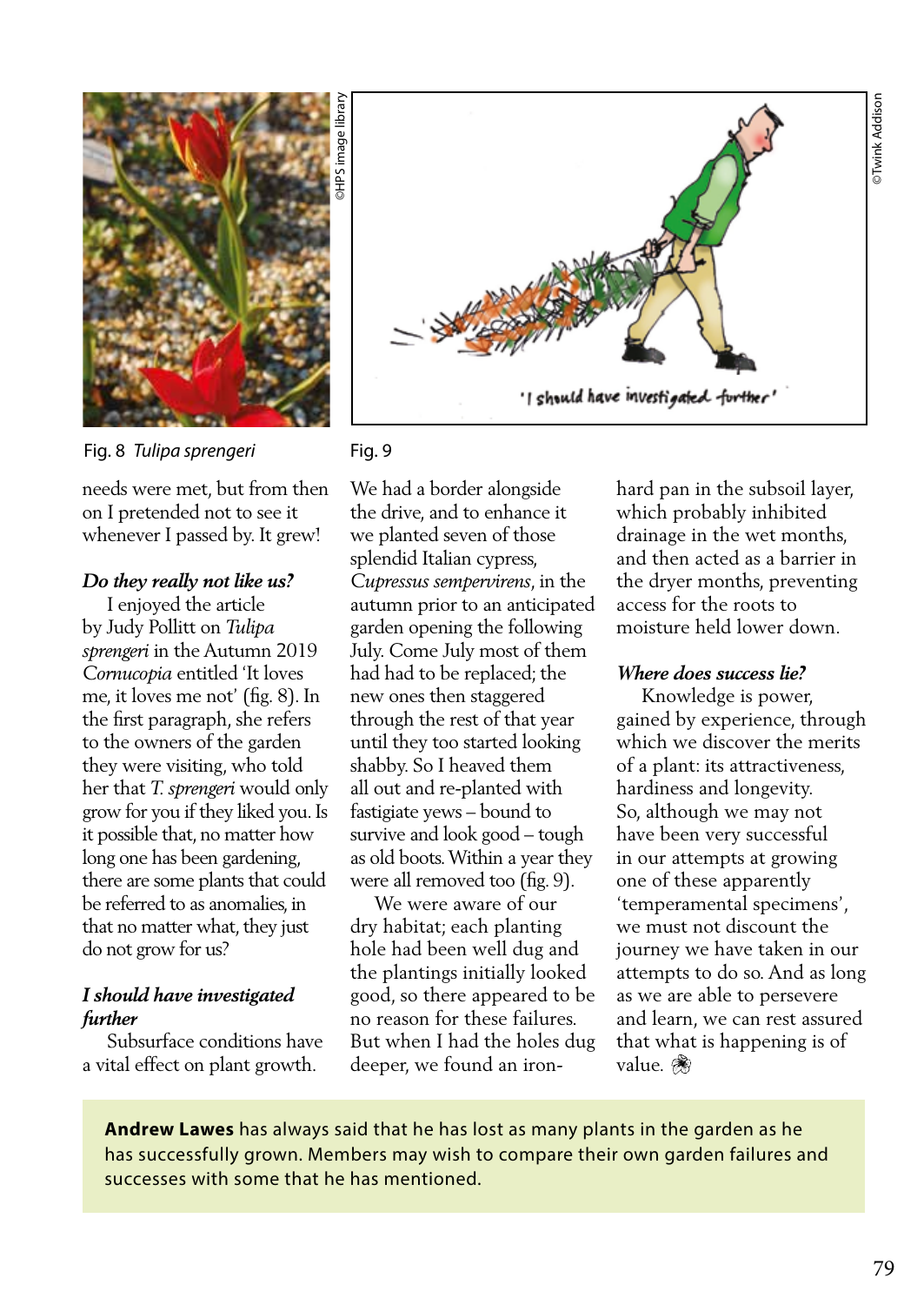Fig. 8 *Tulipa sprengeri*

Fig. 9

needs were met, but from then on I pretended not to see it whenever I passed by. It grew!

***Do they really not like us?***

I enjoyed the article by Judy Pollitt on *Tulipa sprengeri* in the Autumn 2019 *Cornucopia* entitled 'It loves me, it loves me not' (fig. 8). In the first paragraph, she refers to the owners of the garden they were visiting, who told her that *T. sprengeri* would only grow for you if they liked you. Is it possible that, no matter how long one has been gardening, there are some plants that could be referred to as anomalies, in that no matter what, they just do not grow for us?

***I should have investigated further***

Subsurface conditions have a vital effect on plant growth. We had a border alongside the drive, and to enhance it we planted seven of those splendid Italian cypress, *Cupressus sempervirens*, in the autumn prior to an anticipated garden opening the following July. Come July most of them had had to be replaced; the new ones then staggered through the rest of that year until they too started looking shabby. So I heaved them all out and re-planted with fastigiate yews – bound to survive and look good – tough as old boots. Within a year they were all removed too (fig. 9).

We were aware of our dry habitat; each planting hole had been well dug and the plantings initially looked good, so there appeared to be no reason for these failures. But when I had the holes dug deeper, we found an iron-hard pan in the subsoil layer, which probably inhibited drainage in the wet months, and then acted as a barrier in the dryer months, preventing access for the roots to moisture held lower down.

***Where does success lie?***

Knowledge is power, gained by experience, through which we discover the merits of a plant: its attractiveness, hardiness and longevity. So, although we may not have been very successful in our attempts at growing one of these apparently 'temperamental specimens', we must not discount the journey we have taken in our attempts to do so. And as long as we are able to persevere and learn, we can rest assured that what is happening is of value.

**Andrew Lawes** has always said that he has lost as many plants in the garden as he has successfully grown. Members may wish to compare their own garden failures and successes with some that he has mentioned.